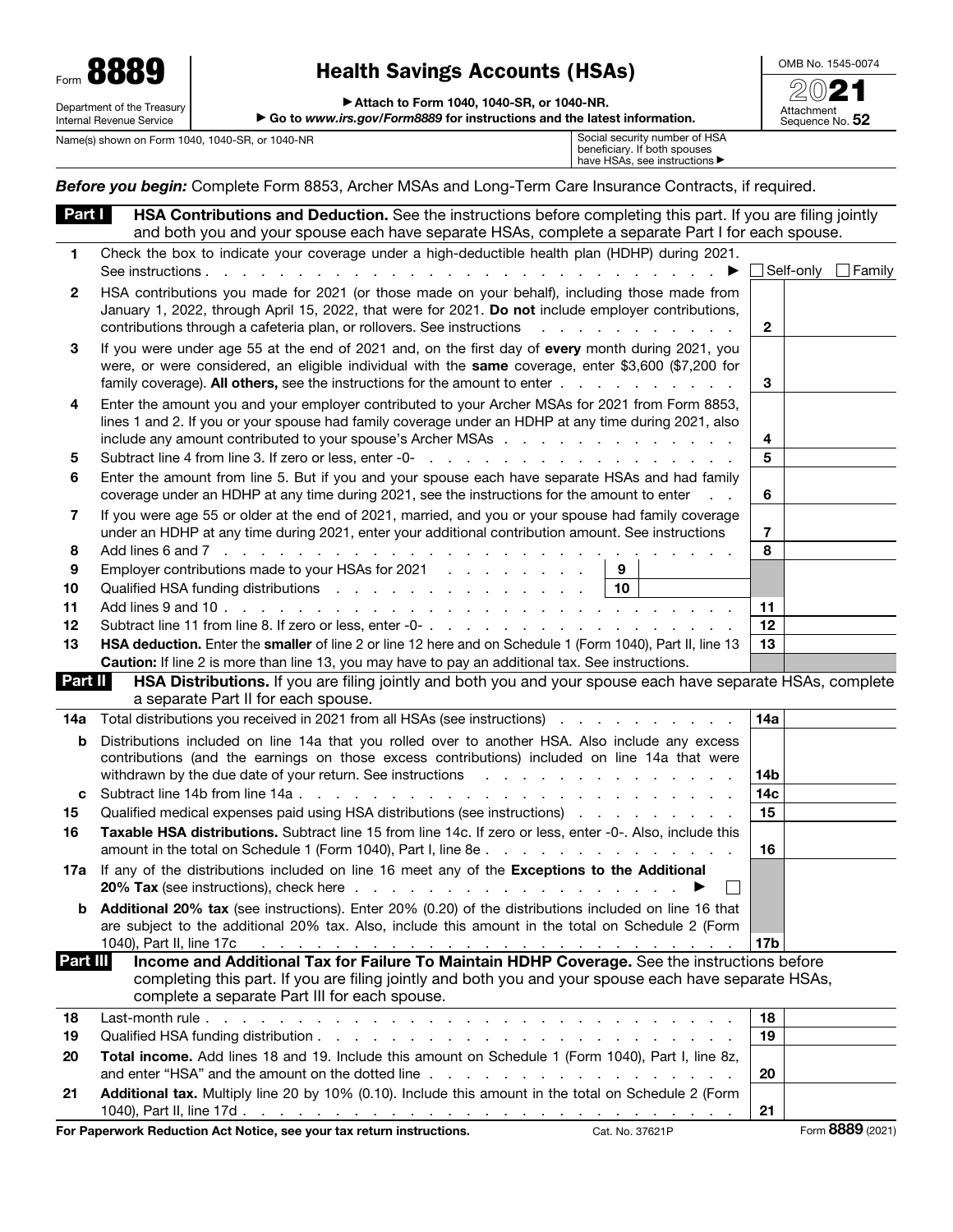Form **8889**

Department of the Treasury
Internal Revenue Service

# Health Savings Accounts (HSAs)

▶ Attach to Form 1040, 1040-SR, or 1040-NR.

▶ Go to *www.irs.gov/Form8889* for instructions and the latest information.

OMB No. 1545-0074

2021

Attachment Sequence No. **52**

Name(s) shown on Form 1040, 1040-SR, or 1040-NR

Social security number of HSA beneficiary. If both spouses have HSAs, see instructions ▶

***Before you begin:*** Complete Form 8853, Archer MSAs and Long-Term Care Insurance Contracts, if required.

## Part I — HSA Contributions and Deduction.

See the instructions before completing this part. If you are filing jointly and both you and your spouse each have separate HSAs, complete a separate Part I for each spouse.

| Line | Description | | |
|---|---|---|---|
| 1 | Check the box to indicate your coverage under a high-deductible health plan (HDHP) during 2021. See instructions . . . ▶ | ☐ Self-only | ☐ Family |
| 2 | HSA contributions you made for 2021 (or those made on your behalf), including those made from January 1, 2022, through April 15, 2022, that were for 2021. **Do not** include employer contributions, contributions through a cafeteria plan, or rollovers. See instructions | 2 | |
| 3 | If you were under age 55 at the end of 2021 and, on the first day of **every** month during 2021, you were, or were considered, an eligible individual with the **same** coverage, enter $3,600 ($7,200 for family coverage). **All others,** see the instructions for the amount to enter | 3 | |
| 4 | Enter the amount you and your employer contributed to your Archer MSAs for 2021 from Form 8853, lines 1 and 2. If you or your spouse had family coverage under an HDHP at any time during 2021, also include any amount contributed to your spouse's Archer MSAs | 4 | |
| 5 | Subtract line 4 from line 3. If zero or less, enter -0- | 5 | |
| 6 | Enter the amount from line 5. But if you and your spouse each have separate HSAs and had family coverage under an HDHP at any time during 2021, see the instructions for the amount to enter | 6 | |
| 7 | If you were age 55 or older at the end of 2021, married, and you or your spouse had family coverage under an HDHP at any time during 2021, enter your additional contribution amount. See instructions | 7 | |
| 8 | Add lines 6 and 7 | 8 | |
| 9 | Employer contributions made to your HSAs for 2021 . . . 9 | | |
| 10 | Qualified HSA funding distributions . . . 10 | | |
| 11 | Add lines 9 and 10 | 11 | |
| 12 | Subtract line 11 from line 8. If zero or less, enter -0- | 12 | |
| 13 | **HSA deduction.** Enter the **smaller** of line 2 or line 12 here and on Schedule 1 (Form 1040), Part II, line 13<br>**Caution:** If line 2 is more than line 13, you may have to pay an additional tax. See instructions. | 13 | |

## Part II — HSA Distributions.

If you are filing jointly and both you and your spouse each have separate HSAs, complete a separate Part II for each spouse.

| Line | Description | | |
|---|---|---|---|
| 14a | Total distributions you received in 2021 from all HSAs (see instructions) | 14a | |
| b | Distributions included on line 14a that you rolled over to another HSA. Also include any excess contributions (and the earnings on those excess contributions) included on line 14a that were withdrawn by the due date of your return. See instructions | 14b | |
| c | Subtract line 14b from line 14a | 14c | |
| 15 | Qualified medical expenses paid using HSA distributions (see instructions) | 15 | |
| 16 | **Taxable HSA distributions.** Subtract line 15 from line 14c. If zero or less, enter -0-. Also, include this amount in the total on Schedule 1 (Form 1040), Part I, line 8e | 16 | |
| 17a | If any of the distributions included on line 16 meet any of the **Exceptions to the Additional 20% Tax** (see instructions), check here . . . ▶ ☐ | | |
| b | **Additional 20% tax** (see instructions). Enter 20% (0.20) of the distributions included on line 16 that are subject to the additional 20% tax. Also, include this amount in the total on Schedule 2 (Form 1040), Part II, line 17c | 17b | |

## Part III — Income and Additional Tax for Failure To Maintain HDHP Coverage.

See the instructions before completing this part. If you are filing jointly and both you and your spouse each have separate HSAs, complete a separate Part III for each spouse.

| Line | Description | | |
|---|---|---|---|
| 18 | Last-month rule | 18 | |
| 19 | Qualified HSA funding distribution | 19 | |
| 20 | **Total income.** Add lines 18 and 19. Include this amount on Schedule 1 (Form 1040), Part I, line 8z, and enter "HSA" and the amount on the dotted line | 20 | |
| 21 | **Additional tax.** Multiply line 20 by 10% (0.10). Include this amount in the total on Schedule 2 (Form 1040), Part II, line 17d | 21 | |

**For Paperwork Reduction Act Notice, see your tax return instructions.** Cat. No. 37621P Form **8889** (2021)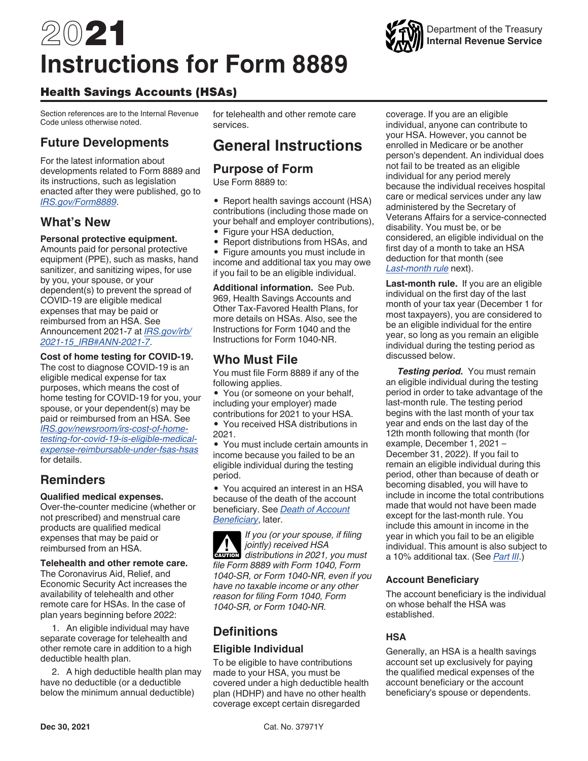// 2021

# Instructions for Form 8889

## Health Savings Accounts (HSAs)

Section references are to the Internal Revenue Code unless otherwise noted.

## Future Developments

For the latest information about developments related to Form 8889 and its instructions, such as legislation enacted after they were published, go to *IRS.gov/Form8889*.

## What's New

**Personal protective equipment.** Amounts paid for personal protective equipment (PPE), such as masks, hand sanitizer, and sanitizing wipes, for use by you, your spouse, or your dependent(s) to prevent the spread of COVID-19 are eligible medical expenses that may be paid or reimbursed from an HSA. See Announcement 2021-7 at *IRS.gov/irb/2021-15_IRB#ANN-2021-7*.

**Cost of home testing for COVID-19.** The cost to diagnose COVID-19 is an eligible medical expense for tax purposes, which means the cost of home testing for COVID-19 for you, your spouse, or your dependent(s) may be paid or reimbursed from an HSA. See *IRS.gov/newsroom/irs-cost-of-home-testing-for-covid-19-is-eligible-medical-expense-reimbursable-under-fsas-hsas* for details.

## Reminders

**Qualified medical expenses.** Over-the-counter medicine (whether or not prescribed) and menstrual care products are qualified medical expenses that may be paid or reimbursed from an HSA.

**Telehealth and other remote care.** The Coronavirus Aid, Relief, and Economic Security Act increases the availability of telehealth and other remote care for HSAs. In the case of plan years beginning before 2022:

1. An eligible individual may have separate coverage for telehealth and other remote care in addition to a high deductible health plan.
2. A high deductible health plan may have no deductible (or a deductible below the minimum annual deductible) for telehealth and other remote care services.

# General Instructions

## Purpose of Form

Use Form 8889 to:

- Report health savings account (HSA) contributions (including those made on your behalf and employer contributions),
- Figure your HSA deduction,
- Report distributions from HSAs, and
- Figure amounts you must include in income and additional tax you may owe if you fail to be an eligible individual.

**Additional information.** See Pub. 969, Health Savings Accounts and Other Tax-Favored Health Plans, for more details on HSAs. Also, see the Instructions for Form 1040 and the Instructions for Form 1040-NR.

## Who Must File

You must file Form 8889 if any of the following applies.

- You (or someone on your behalf, including your employer) made contributions for 2021 to your HSA.
- You received HSA distributions in 2021.
- You must include certain amounts in income because you failed to be an eligible individual during the testing period.
- You acquired an interest in an HSA because of the death of the account beneficiary. See *Death of Account Beneficiary*, later.

**CAUTION** *If you (or your spouse, if filing jointly) received HSA distributions in 2021, you must file Form 8889 with Form 1040, Form 1040-SR, or Form 1040-NR, even if you have no taxable income or any other reason for filing Form 1040, Form 1040-SR, or Form 1040-NR.*

## Definitions

### Eligible Individual

To be eligible to have contributions made to your HSA, you must be covered under a high deductible health plan (HDHP) and have no other health coverage except certain disregarded coverage. If you are an eligible individual, anyone can contribute to your HSA. However, you cannot be enrolled in Medicare or be another person's dependent. An individual does not fail to be treated as an eligible individual for any period merely because the individual receives hospital care or medical services under any law administered by the Secretary of Veterans Affairs for a service-connected disability. You must be, or be considered, an eligible individual on the first day of a month to take an HSA deduction for that month (see *Last-month rule* next).

**Last-month rule.** If you are an eligible individual on the first day of the last month of your tax year (December 1 for most taxpayers), you are considered to be an eligible individual for the entire year, so long as you remain an eligible individual during the testing period as discussed below.

***Testing period.*** You must remain an eligible individual during the testing period in order to take advantage of the last-month rule. The testing period begins with the last month of your tax year and ends on the last day of the 12th month following that month (for example, December 1, 2021 – December 31, 2022). If you fail to remain an eligible individual during this period, other than because of death or becoming disabled, you will have to include in income the total contributions made that would not have been made except for the last-month rule. You include this amount in income in the year in which you fail to be an eligible individual. This amount is also subject to a 10% additional tax. (See *Part III*.)

### Account Beneficiary

The account beneficiary is the individual on whose behalf the HSA was established.

### HSA

Generally, an HSA is a health savings account set up exclusively for paying the qualified medical expenses of the account beneficiary or the account beneficiary's spouse or dependents.

Dec 30, 2021 Cat. No. 37971Y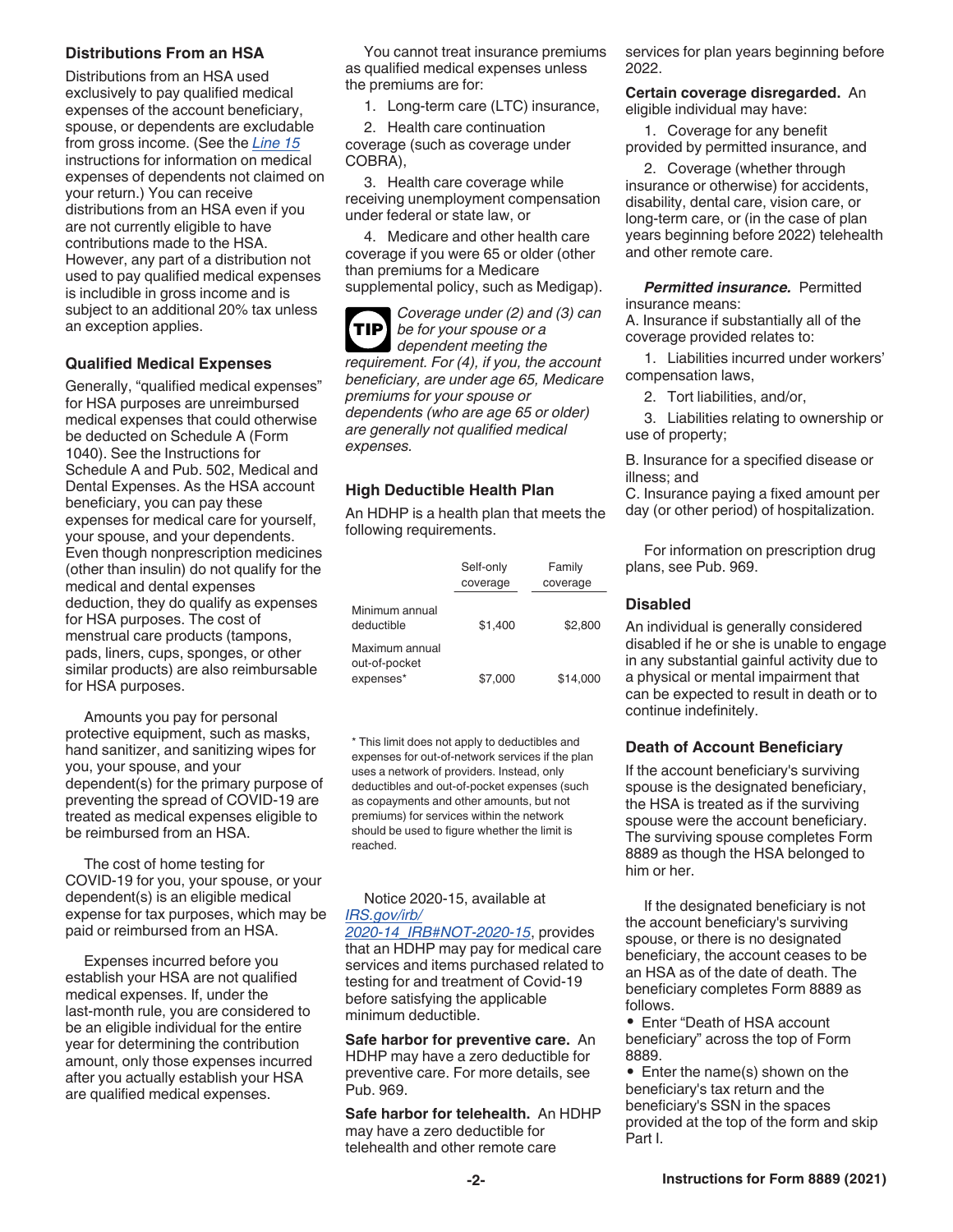### Distributions From an HSA

Distributions from an HSA used exclusively to pay qualified medical expenses of the account beneficiary, spouse, or dependents are excludable from gross income. (See the Line 15 instructions for information on medical expenses of dependents not claimed on your return.) You can receive distributions from an HSA even if you are not currently eligible to have contributions made to the HSA. However, any part of a distribution not used to pay qualified medical expenses is includible in gross income and is subject to an additional 20% tax unless an exception applies.

### Qualified Medical Expenses

Generally, "qualified medical expenses" for HSA purposes are unreimbursed medical expenses that could otherwise be deducted on Schedule A (Form 1040). See the Instructions for Schedule A and Pub. 502, Medical and Dental Expenses. As the HSA account beneficiary, you can pay these expenses for medical care for yourself, your spouse, and your dependents. Even though nonprescription medicines (other than insulin) do not qualify for the medical and dental expenses deduction, they do qualify as expenses for HSA purposes. The cost of menstrual care products (tampons, pads, liners, cups, sponges, or other similar products) are also reimbursable for HSA purposes.

Amounts you pay for personal protective equipment, such as masks, hand sanitizer, and sanitizing wipes for you, your spouse, and your dependent(s) for the primary purpose of preventing the spread of COVID-19 are treated as medical expenses eligible to be reimbursed from an HSA.

The cost of home testing for COVID-19 for you, your spouse, or your dependent(s) is an eligible medical expense for tax purposes, which may be paid or reimbursed from an HSA.

Expenses incurred before you establish your HSA are not qualified medical expenses. If, under the last-month rule, you are considered to be an eligible individual for the entire year for determining the contribution amount, only those expenses incurred after you actually establish your HSA are qualified medical expenses.

You cannot treat insurance premiums as qualified medical expenses unless the premiums are for:

1. Long-term care (LTC) insurance,
2. Health care continuation coverage (such as coverage under COBRA),
3. Health care coverage while receiving unemployment compensation under federal or state law, or
4. Medicare and other health care coverage if you were 65 or older (other than premiums for a Medicare supplemental policy, such as Medigap).

**TIP** *Coverage under (2) and (3) can be for your spouse or a dependent meeting the requirement. For (4), if you, the account beneficiary, are under age 65, Medicare premiums for your spouse or dependents (who are age 65 or older) are generally not qualified medical expenses.*

### High Deductible Health Plan

An HDHP is a health plan that meets the following requirements.

| | Self-only coverage | Family coverage |
|---|---|---|
| Minimum annual deductible | $1,400 | $2,800 |
| Maximum annual out-of-pocket expenses* | $7,000 | $14,000 |

\* This limit does not apply to deductibles and expenses for out-of-network services if the plan uses a network of providers. Instead, only deductibles and out-of-pocket expenses (such as copayments and other amounts, but not premiums) for services within the network should be used to figure whether the limit is reached.

Notice 2020-15, available at IRS.gov/irb/2020-14_IRB#NOT-2020-15, provides that an HDHP may pay for medical care services and items purchased related to testing for and treatment of Covid-19 before satisfying the applicable minimum deductible.

**Safe harbor for preventive care.** An HDHP may have a zero deductible for preventive care. For more details, see Pub. 969.

**Safe harbor for telehealth.** An HDHP may have a zero deductible for telehealth and other remote care services for plan years beginning before 2022.

**Certain coverage disregarded.** An eligible individual may have:

1. Coverage for any benefit provided by permitted insurance, and
2. Coverage (whether through insurance or otherwise) for accidents, disability, dental care, vision care, or long-term care, or (in the case of plan years beginning before 2022) telehealth and other remote care.

***Permitted insurance.*** Permitted insurance means:

A. Insurance if substantially all of the coverage provided relates to:

1. Liabilities incurred under workers' compensation laws,
2. Tort liabilities, and/or,
3. Liabilities relating to ownership or use of property;

B. Insurance for a specified disease or illness; and

C. Insurance paying a fixed amount per day (or other period) of hospitalization.

For information on prescription drug plans, see Pub. 969.

### Disabled

An individual is generally considered disabled if he or she is unable to engage in any substantial gainful activity due to a physical or mental impairment that can be expected to result in death or to continue indefinitely.

### Death of Account Beneficiary

If the account beneficiary's surviving spouse is the designated beneficiary, the HSA is treated as if the surviving spouse were the account beneficiary. The surviving spouse completes Form 8889 as though the HSA belonged to him or her.

If the designated beneficiary is not the account beneficiary's surviving spouse, or there is no designated beneficiary, the account ceases to be an HSA as of the date of death. The beneficiary completes Form 8889 as follows.

- Enter "Death of HSA account beneficiary" across the top of Form 8889.
- Enter the name(s) shown on the beneficiary's tax return and the beneficiary's SSN in the spaces provided at the top of the form and skip Part I.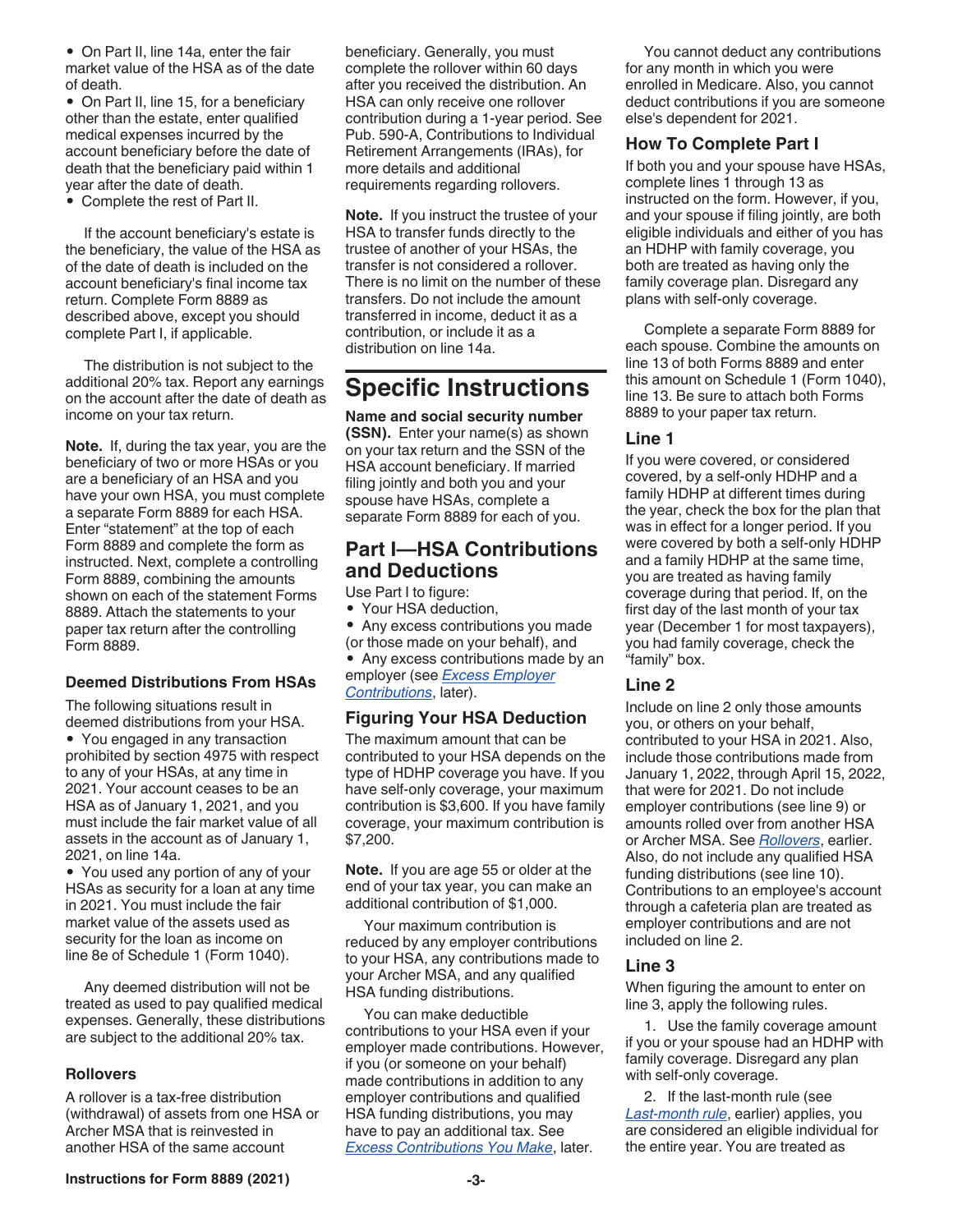- On Part II, line 14a, enter the fair market value of the HSA as of the date of death.
- On Part II, line 15, for a beneficiary other than the estate, enter qualified medical expenses incurred by the account beneficiary before the date of death that the beneficiary paid within 1 year after the date of death.
- Complete the rest of Part II.

If the account beneficiary's estate is the beneficiary, the value of the HSA as of the date of death is included on the account beneficiary's final income tax return. Complete Form 8889 as described above, except you should complete Part I, if applicable.

The distribution is not subject to the additional 20% tax. Report any earnings on the account after the date of death as income on your tax return.

**Note.** If, during the tax year, you are the beneficiary of two or more HSAs or you are a beneficiary of an HSA and you have your own HSA, you must complete a separate Form 8889 for each HSA. Enter "statement" at the top of each Form 8889 and complete the form as instructed. Next, complete a controlling Form 8889, combining the amounts shown on each of the statement Forms 8889. Attach the statements to your paper tax return after the controlling Form 8889.

### Deemed Distributions From HSAs

The following situations result in deemed distributions from your HSA.

- You engaged in any transaction prohibited by section 4975 with respect to any of your HSAs, at any time in 2021. Your account ceases to be an HSA as of January 1, 2021, and you must include the fair market value of all assets in the account as of January 1, 2021, on line 14a.
- You used any portion of any of your HSAs as security for a loan at any time in 2021. You must include the fair market value of the assets used as security for the loan as income on line 8e of Schedule 1 (Form 1040).

Any deemed distribution will not be treated as used to pay qualified medical expenses. Generally, these distributions are subject to the additional 20% tax.

### Rollovers

A rollover is a tax-free distribution (withdrawal) of assets from one HSA or Archer MSA that is reinvested in another HSA of the same account beneficiary. Generally, you must complete the rollover within 60 days after you received the distribution. An HSA can only receive one rollover contribution during a 1-year period. See Pub. 590-A, Contributions to Individual Retirement Arrangements (IRAs), for more details and additional requirements regarding rollovers.

**Note.** If you instruct the trustee of your HSA to transfer funds directly to the trustee of another of your HSAs, the transfer is not considered a rollover. There is no limit on the number of these transfers. Do not include the amount transferred in income, deduct it as a contribution, or include it as a distribution on line 14a.

# Specific Instructions

**Name and social security number (SSN).** Enter your name(s) as shown on your tax return and the SSN of the HSA account beneficiary. If married filing jointly and both you and your spouse have HSAs, complete a separate Form 8889 for each of you.

## Part I—HSA Contributions and Deductions

Use Part I to figure:

- Your HSA deduction,
- Any excess contributions you made (or those made on your behalf), and
- Any excess contributions made by an employer (see *Excess Employer Contributions*, later).

### Figuring Your HSA Deduction

The maximum amount that can be contributed to your HSA depends on the type of HDHP coverage you have. If you have self-only coverage, your maximum contribution is $3,600. If you have family coverage, your maximum contribution is $7,200.

**Note.** If you are age 55 or older at the end of your tax year, you can make an additional contribution of $1,000.

Your maximum contribution is reduced by any employer contributions to your HSA, any contributions made to your Archer MSA, and any qualified HSA funding distributions.

You can make deductible contributions to your HSA even if your employer made contributions. However, if you (or someone on your behalf) made contributions in addition to any employer contributions and qualified HSA funding distributions, you may have to pay an additional tax. See *Excess Contributions You Make*, later.

You cannot deduct any contributions for any month in which you were enrolled in Medicare. Also, you cannot deduct contributions if you are someone else's dependent for 2021.

### How To Complete Part I

If both you and your spouse have HSAs, complete lines 1 through 13 as instructed on the form. However, if you, and your spouse if filing jointly, are both eligible individuals and either of you has an HDHP with family coverage, you both are treated as having only the family coverage plan. Disregard any plans with self-only coverage.

Complete a separate Form 8889 for each spouse. Combine the amounts on line 13 of both Forms 8889 and enter this amount on Schedule 1 (Form 1040), line 13. Be sure to attach both Forms 8889 to your paper tax return.

### Line 1

If you were covered, or considered covered, by a self-only HDHP and a family HDHP at different times during the year, check the box for the plan that was in effect for a longer period. If you were covered by both a self-only HDHP and a family HDHP at the same time, you are treated as having family coverage during that period. If, on the first day of the last month of your tax year (December 1 for most taxpayers), you had family coverage, check the "family" box.

### Line 2

Include on line 2 only those amounts you, or others on your behalf, contributed to your HSA in 2021. Also, include those contributions made from January 1, 2022, through April 15, 2022, that were for 2021. Do not include employer contributions (see line 9) or amounts rolled over from another HSA or Archer MSA. See *Rollovers*, earlier. Also, do not include any qualified HSA funding distributions (see line 10). Contributions to an employee's account through a cafeteria plan are treated as employer contributions and are not included on line 2.

### Line 3

When figuring the amount to enter on line 3, apply the following rules.

1. Use the family coverage amount if you or your spouse had an HDHP with family coverage. Disregard any plan with self-only coverage.

2. If the last-month rule (see *Last-month rule*, earlier) applies, you are considered an eligible individual for the entire year. You are treated as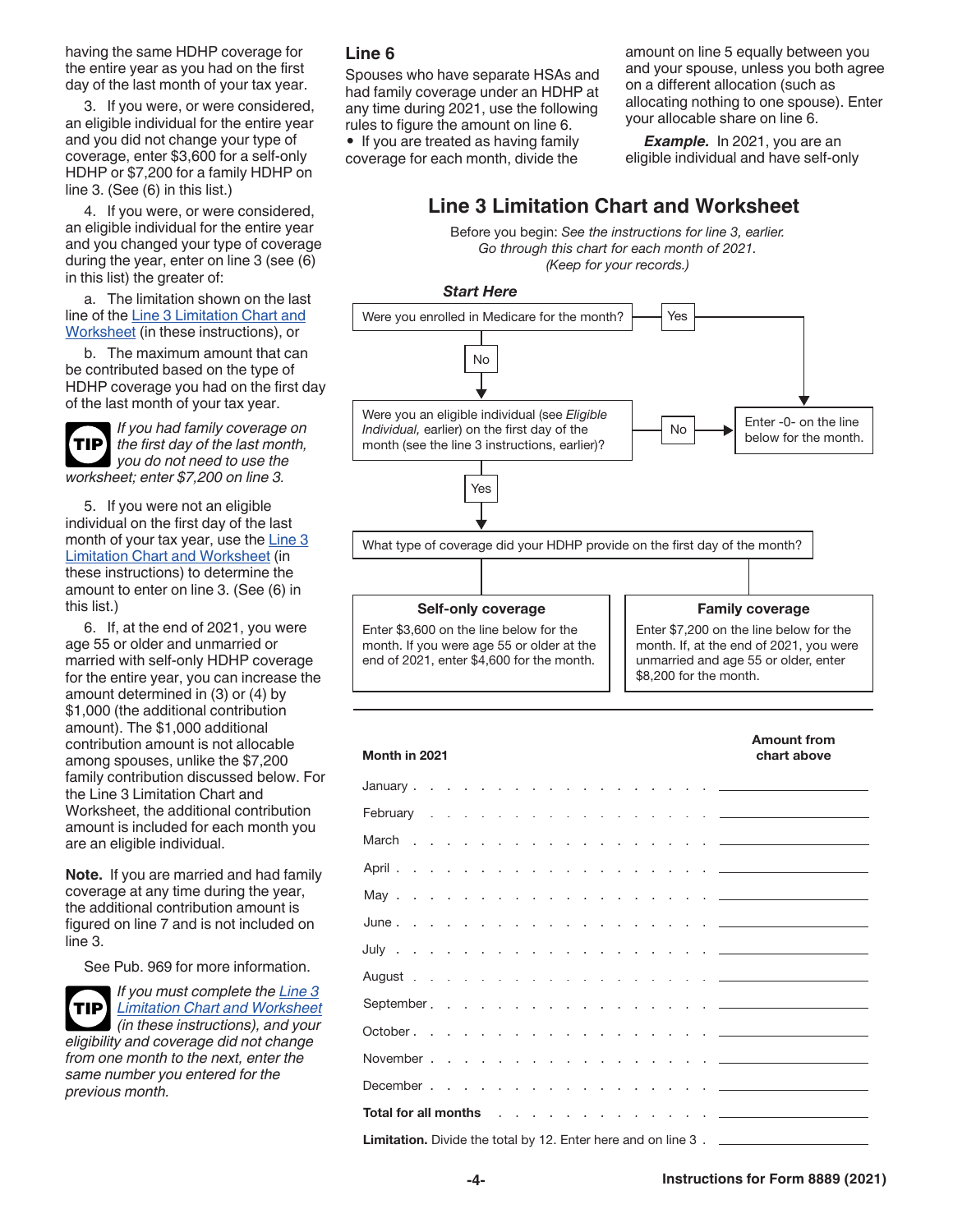having the same HDHP coverage for the entire year as you had on the first day of the last month of your tax year.

3. If you were, or were considered, an eligible individual for the entire year and you did not change your type of coverage, enter $3,600 for a self-only HDHP or $7,200 for a family HDHP on line 3. (See (6) in this list.)

4. If you were, or were considered, an eligible individual for the entire year and you changed your type of coverage during the year, enter on line 3 (see (6) in this list) the greater of:

a. The limitation shown on the last line of the Line 3 Limitation Chart and Worksheet (in these instructions), or

b. The maximum amount that can be contributed based on the type of HDHP coverage you had on the first day of the last month of your tax year.

**TIP** *If you had family coverage on the first day of the last month, you do not need to use the worksheet; enter $7,200 on line 3.*

5. If you were not an eligible individual on the first day of the last month of your tax year, use the Line 3 Limitation Chart and Worksheet (in these instructions) to determine the amount to enter on line 3. (See (6) in this list.)

6. If, at the end of 2021, you were age 55 or older and unmarried or married with self-only HDHP coverage for the entire year, you can increase the amount determined in (3) or (4) by $1,000 (the additional contribution amount). The $1,000 additional contribution amount is not allocable among spouses, unlike the $7,200 family contribution discussed below. For the Line 3 Limitation Chart and Worksheet, the additional contribution amount is included for each month you are an eligible individual.

**Note.** If you are married and had family coverage at any time during the year, the additional contribution amount is figured on line 7 and is not included on line 3.

See Pub. 969 for more information.

**TIP** *If you must complete the Line 3 Limitation Chart and Worksheet (in these instructions), and your eligibility and coverage did not change from one month to the next, enter the same number you entered for the previous month.*

## Line 6

Spouses who have separate HSAs and had family coverage under an HDHP at any time during 2021, use the following rules to figure the amount on line 6.

- If you are treated as having family coverage for each month, divide the amount on line 5 equally between you and your spouse, unless you both agree on a different allocation (such as allocating nothing to one spouse). Enter your allocable share on line 6.

***Example.*** In 2021, you are an eligible individual and have self-only

## Line 3 Limitation Chart and Worksheet

Before you begin: *See the instructions for line 3, earlier.*
*Go through this chart for each month of 2021.*
*(Keep for your records.)*

***Start Here***

**Were you enrolled in Medicare for the month?**
- **Yes** → Enter -0- on the line below for the month.
- **No** → Were you an eligible individual (see *Eligible Individual,* earlier) on the first day of the month (see the line 3 instructions, earlier)?
  - **No** → Enter -0- on the line below for the month.
  - **Yes** → What type of coverage did your HDHP provide on the first day of the month?
    - **Self-only coverage:** Enter $3,600 on the line below for the month. If you were age 55 or older at the end of 2021, enter $4,600 for the month.
    - **Family coverage:** Enter $7,200 on the line below for the month. If, at the end of 2021, you were unmarried and age 55 or older, enter $8,200 for the month.

| Month in 2021 | Amount from chart above |
| --- | --- |
| January | |
| February | |
| March | |
| April | |
| May | |
| June | |
| July | |
| August | |
| September | |
| October | |
| November | |
| December | |
| **Total for all months** | |
| **Limitation.** Divide the total by 12. Enter here and on line 3 | |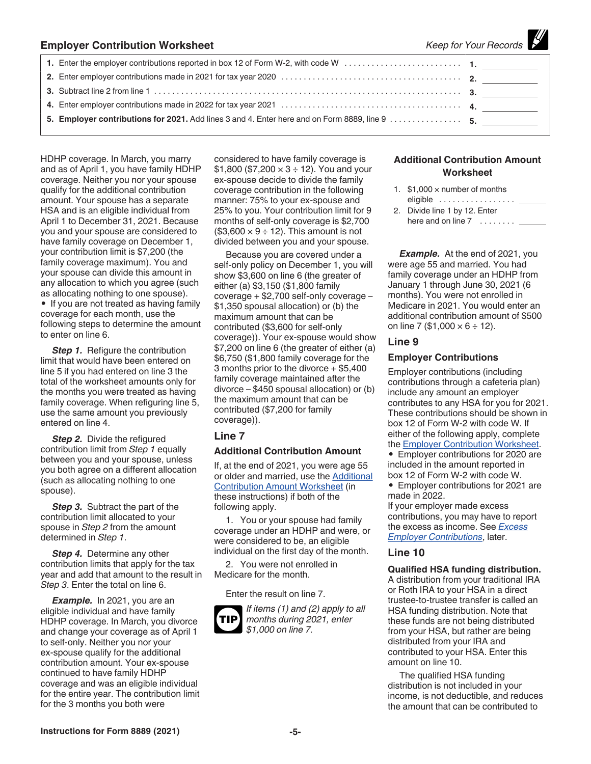## Employer Contribution Worksheet

*Keep for Your Records*

| | | |
|---|---|---|
| 1. | Enter the employer contributions reported in box 12 of Form W-2, with code W | 1. ______ |
| 2. | Enter employer contributions made in 2021 for tax year 2020 | 2. ______ |
| 3. | Subtract line 2 from line 1 | 3. ______ |
| 4. | Enter employer contributions made in 2022 for tax year 2021 | 4. ______ |
| 5. | **Employer contributions for 2021.** Add lines 3 and 4. Enter here and on Form 8889, line 9 | 5. ______ |

HDHP coverage. In March, you marry and as of April 1, you have family HDHP coverage. Neither you nor your spouse qualify for the additional contribution amount. Your spouse has a separate HSA and is an eligible individual from April 1 to December 31, 2021. Because you and your spouse are considered to have family coverage on December 1, your contribution limit is $7,200 (the family coverage maximum). You and your spouse can divide this amount in any allocation to which you agree (such as allocating nothing to one spouse).

- If you are not treated as having family coverage for each month, use the following steps to determine the amount to enter on line 6.

***Step 1.*** Refigure the contribution limit that would have been entered on line 5 if you had entered on line 3 the total of the worksheet amounts only for the months you were treated as having family coverage. When refiguring line 5, use the same amount you previously entered on line 4.

***Step 2.*** Divide the refigured contribution limit from *Step 1* equally between you and your spouse, unless you both agree on a different allocation (such as allocating nothing to one spouse).

***Step 3.*** Subtract the part of the contribution limit allocated to your spouse in *Step 2* from the amount determined in *Step 1*.

***Step 4.*** Determine any other contribution limits that apply for the tax year and add that amount to the result in *Step 3*. Enter the total on line 6.

***Example.*** In 2021, you are an eligible individual and have family HDHP coverage. In March, you divorce and change your coverage as of April 1 to self-only. Neither you nor your ex-spouse qualify for the additional contribution amount. Your ex-spouse continued to have family HDHP coverage and was an eligible individual for the entire year. The contribution limit for the 3 months you both were considered to have family coverage is $1,800 ($7,200 × 3 ÷ 12). You and your ex-spouse decide to divide the family coverage contribution in the following manner: 75% to your ex-spouse and 25% to you. Your contribution limit for 9 months of self-only coverage is $2,700 ($3,600 × 9 ÷ 12). This amount is not divided between you and your spouse.

Because you are covered under a self-only policy on December 1, you will show $3,600 on line 6 (the greater of either (a) $3,150 ($1,800 family coverage + $2,700 self-only coverage – $1,350 spousal allocation) or (b) the maximum amount that can be contributed ($3,600 for self-only coverage)). Your ex-spouse would show $7,200 on line 6 (the greater of either (a) $6,750 ($1,800 family coverage for the 3 months prior to the divorce + $5,400 family coverage maintained after the divorce – $450 spousal allocation) or (b) the maximum amount that can be contributed ($7,200 for family coverage)).

## Line 7

### Additional Contribution Amount

If, at the end of 2021, you were age 55 or older and married, use the Additional Contribution Amount Worksheet (in these instructions) if both of the following apply.

1. You or your spouse had family coverage under an HDHP and were, or were considered to be, an eligible individual on the first day of the month.
2. You were not enrolled in Medicare for the month.

Enter the result on line 7.

**TIP** *If items (1) and (2) apply to all months during 2021, enter $1,000 on line 7.*

### Additional Contribution Amount Worksheet

| | | |
|---|---|---|
| 1. | $1,000 × number of months eligible | ______ |
| 2. | Divide line 1 by 12. Enter here and on line 7 | ______ |

***Example.*** At the end of 2021, you were age 55 and married. You had family coverage under an HDHP from January 1 through June 30, 2021 (6 months). You were not enrolled in Medicare in 2021. You would enter an additional contribution amount of $500 on line 7 ($1,000 × 6 ÷ 12).

## Line 9

### Employer Contributions

Employer contributions (including contributions through a cafeteria plan) include any amount an employer contributes to any HSA for you for 2021. These contributions should be shown in box 12 of Form W-2 with code W. If either of the following apply, complete the Employer Contribution Worksheet.

- Employer contributions for 2020 are included in the amount reported in box 12 of Form W-2 with code W.
- Employer contributions for 2021 are made in 2022.

If your employer made excess contributions, you may have to report the excess as income. See *Excess Employer Contributions*, later.

## Line 10

**Qualified HSA funding distribution.** A distribution from your traditional IRA or Roth IRA to your HSA in a direct trustee-to-trustee transfer is called an HSA funding distribution. Note that these funds are not being distributed from your HSA, but rather are being distributed from your IRA and contributed to your HSA. Enter this amount on line 10.

The qualified HSA funding distribution is not included in your income, is not deductible, and reduces the amount that can be contributed to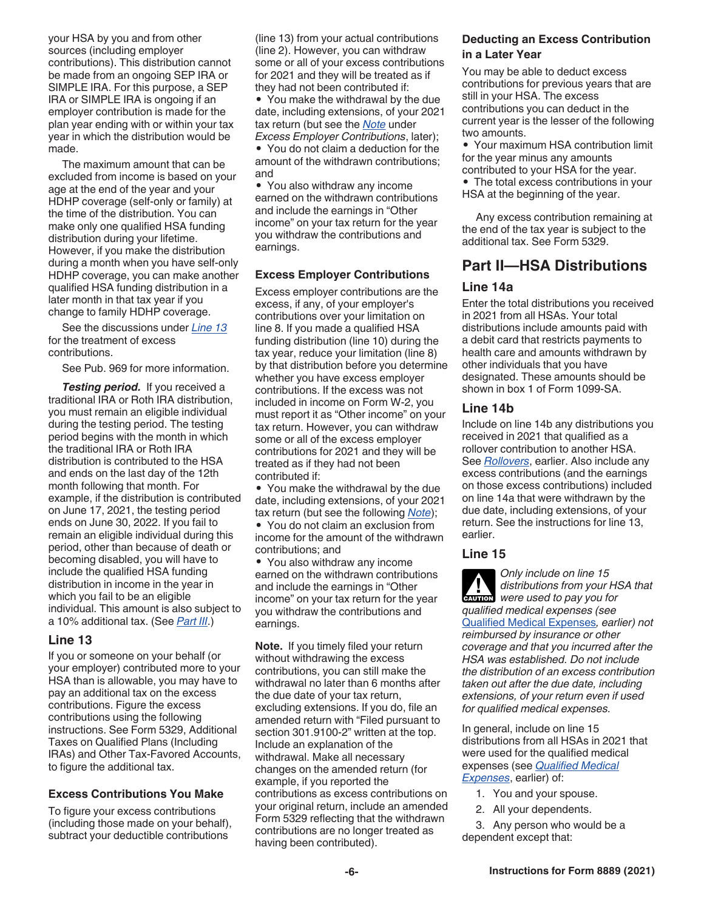your HSA by you and from other sources (including employer contributions). This distribution cannot be made from an ongoing SEP IRA or SIMPLE IRA. For this purpose, a SEP IRA or SIMPLE IRA is ongoing if an employer contribution is made for the plan year ending with or within your tax year in which the distribution would be made.

The maximum amount that can be excluded from income is based on your age at the end of the year and your HDHP coverage (self-only or family) at the time of the distribution. You can make only one qualified HSA funding distribution during your lifetime. However, if you make the distribution during a month when you have self-only HDHP coverage, you can make another qualified HSA funding distribution in a later month in that tax year if you change to family HDHP coverage.

See the discussions under *Line 13* for the treatment of excess contributions.

See Pub. 969 for more information.

***Testing period.*** If you received a traditional IRA or Roth IRA distribution, you must remain an eligible individual during the testing period. The testing period begins with the month in which the traditional IRA or Roth IRA distribution is contributed to the HSA and ends on the last day of the 12th month following that month. For example, if the distribution is contributed on June 17, 2021, the testing period ends on June 30, 2022. If you fail to remain an eligible individual during this period, other than because of death or becoming disabled, you will have to include the qualified HSA funding distribution in income in the year in which you fail to be an eligible individual. This amount is also subject to a 10% additional tax. (See *Part III*.)

## Line 13

If you or someone on your behalf (or your employer) contributed more to your HSA than is allowable, you may have to pay an additional tax on the excess contributions. Figure the excess contributions using the following instructions. See Form 5329, Additional Taxes on Qualified Plans (Including IRAs) and Other Tax-Favored Accounts, to figure the additional tax.

### Excess Contributions You Make

To figure your excess contributions (including those made on your behalf), subtract your deductible contributions (line 13) from your actual contributions (line 2). However, you can withdraw some or all of your excess contributions for 2021 and they will be treated as if they had not been contributed if:

- You make the withdrawal by the due date, including extensions, of your 2021 tax return (but see the *Note* under *Excess Employer Contributions*, later);
- You do not claim a deduction for the amount of the withdrawn contributions; and
- You also withdraw any income earned on the withdrawn contributions and include the earnings in "Other income" on your tax return for the year you withdraw the contributions and earnings.

### Excess Employer Contributions

Excess employer contributions are the excess, if any, of your employer's contributions over your limitation on line 8. If you made a qualified HSA funding distribution (line 10) during the tax year, reduce your limitation (line 8) by that distribution before you determine whether you have excess employer contributions. If the excess was not included in income on Form W-2, you must report it as "Other income" on your tax return. However, you can withdraw some or all of the excess employer contributions for 2021 and they will be treated as if they had not been contributed if:

- You make the withdrawal by the due date, including extensions, of your 2021 tax return (but see the following *Note*);
- You do not claim an exclusion from income for the amount of the withdrawn contributions; and
- You also withdraw any income earned on the withdrawn contributions and include the earnings in "Other income" on your tax return for the year you withdraw the contributions and earnings.

**Note.** If you timely filed your return without withdrawing the excess contributions, you can still make the withdrawal no later than 6 months after the due date of your tax return, excluding extensions. If you do, file an amended return with "Filed pursuant to section 301.9100-2" written at the top. Include an explanation of the withdrawal. Make all necessary changes on the amended return (for example, if you reported the contributions as excess contributions on your original return, include an amended Form 5329 reflecting that the withdrawn contributions are no longer treated as having been contributed).

### Deducting an Excess Contribution in a Later Year

You may be able to deduct excess contributions for previous years that are still in your HSA. The excess contributions you can deduct in the current year is the lesser of the following two amounts.

- Your maximum HSA contribution limit for the year minus any amounts contributed to your HSA for the year.
- The total excess contributions in your HSA at the beginning of the year.

Any excess contribution remaining at the end of the tax year is subject to the additional tax. See Form 5329.

## Part II—HSA Distributions

### Line 14a

Enter the total distributions you received in 2021 from all HSAs. Your total distributions include amounts paid with a debit card that restricts payments to health care and amounts withdrawn by other individuals that you have designated. These amounts should be shown in box 1 of Form 1099-SA.

### Line 14b

Include on line 14b any distributions you received in 2021 that qualified as a rollover contribution to another HSA. See *Rollovers*, earlier. Also include any excess contributions (and the earnings on those excess contributions) included on line 14a that were withdrawn by the due date, including extensions, of your return. See the instructions for line 13, earlier.

### Line 15

CAUTION: *Only include on line 15 distributions from your HSA that were used to pay you for qualified medical expenses (see Qualified Medical Expenses, earlier) not reimbursed by insurance or other coverage and that you incurred after the HSA was established. Do not include the distribution of an excess contribution taken out after the due date, including extensions, of your return even if used for qualified medical expenses.*

In general, include on line 15 distributions from all HSAs in 2021 that were used for the qualified medical expenses (see *Qualified Medical Expenses*, earlier) of:

1. You and your spouse.
2. All your dependents.
3. Any person who would be a dependent except that: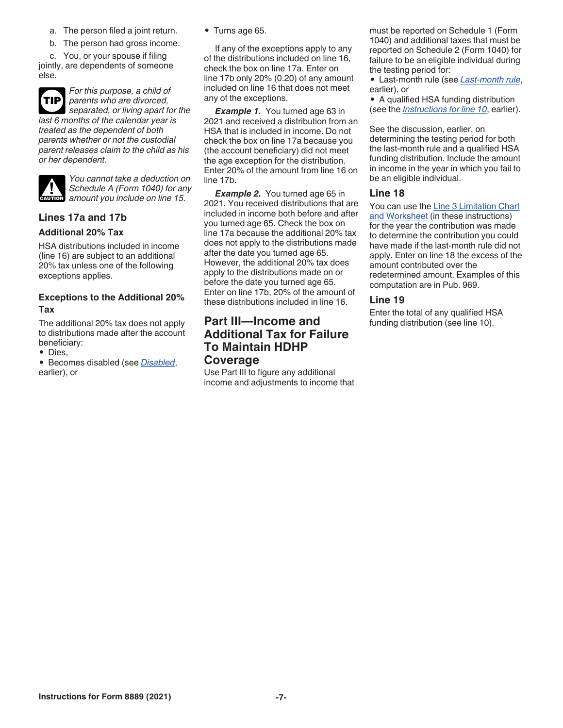a. The person filed a joint return.

b. The person had gross income.

c. You, or your spouse if filing jointly, are dependents of someone else.

TIP *For this purpose, a child of parents who are divorced, separated, or living apart for the last 6 months of the calendar year is treated as the dependent of both parents whether or not the custodial parent releases claim to the child as his or her dependent.*

CAUTION *You cannot take a deduction on Schedule A (Form 1040) for any amount you include on line 15.*

### Lines 17a and 17b

#### Additional 20% Tax

HSA distributions included in income (line 16) are subject to an additional 20% tax unless one of the following exceptions applies.

#### Exceptions to the Additional 20% Tax

The additional 20% tax does not apply to distributions made after the account beneficiary:

- Dies,
- Becomes disabled (see *Disabled*, earlier), or
- Turns age 65.

If any of the exceptions apply to any of the distributions included on line 16, check the box on line 17a. Enter on line 17b only 20% (0.20) of any amount included on line 16 that does not meet any of the exceptions.

***Example 1.*** You turned age 63 in 2021 and received a distribution from an HSA that is included in income. Do not check the box on line 17a because you (the account beneficiary) did not meet the age exception for the distribution. Enter 20% of the amount from line 16 on line 17b.

***Example 2.*** You turned age 65 in 2021. You received distributions that are included in income both before and after you turned age 65. Check the box on line 17a because the additional 20% tax does not apply to the distributions made after the date you turned age 65. However, the additional 20% tax does apply to the distributions made on or before the date you turned age 65. Enter on line 17b, 20% of the amount of these distributions included in line 16.

## Part III—Income and Additional Tax for Failure To Maintain HDHP Coverage

Use Part III to figure any additional income and adjustments to income that must be reported on Schedule 1 (Form 1040) and additional taxes that must be reported on Schedule 2 (Form 1040) for failure to be an eligible individual during the testing period for:

- Last-month rule (see *Last-month rule*, earlier), or
- A qualified HSA funding distribution (see the *Instructions for line 10*, earlier).

See the discussion, earlier, on determining the testing period for both the last-month rule and a qualified HSA funding distribution. Include the amount in income in the year in which you fail to be an eligible individual.

### Line 18

You can use the Line 3 Limitation Chart and Worksheet (in these instructions) for the year the contribution was made to determine the contribution you could have made if the last-month rule did not apply. Enter on line 18 the excess of the amount contributed over the redetermined amount. Examples of this computation are in Pub. 969.

### Line 19

Enter the total of any qualified HSA funding distribution (see line 10).